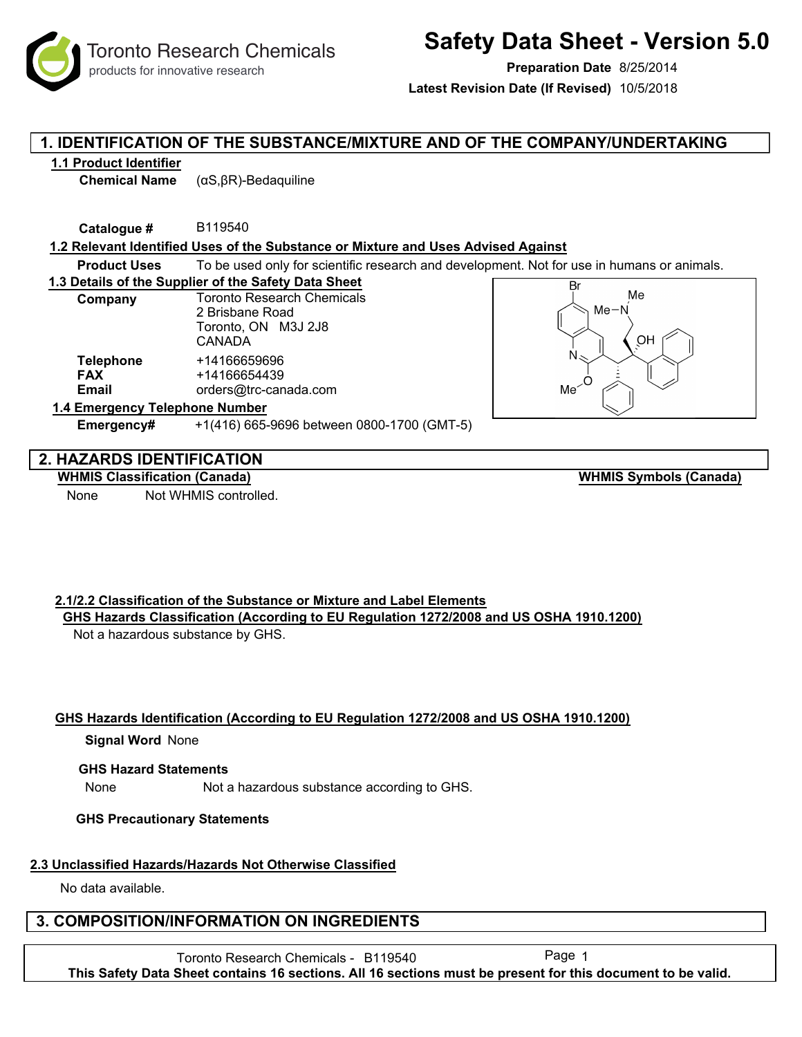# Toronto Research Chemicals

products for innovative research

# Safety Data Sheet - Version 5.0

**Preparation Date** 8/25/2014

**Latest Revision Date (If Revised)** 10/5/2018

## 1. IDENTIFICATION OF THE SUBSTANCE/MIXTURE AND OF THE COMPANY/UNDERTAKING

### 1.1 Product Identifier

**Chemical Name** (αS,βR)-Bedaquiline

**Catalogue #** B119540

### 1.2 Relevant Identified Uses of the Substance or Mixture and Uses Advised Against

**Product Uses** To be used only for scientific research and development. Not for use in humans or animals.

### 1.3 Details of the Supplier of the Safety Data Sheet

**Company** Toronto Research Chemicals
2 Brisbane Road
Toronto, ON M3J 2J8
CANADA

**Telephone** +14166659696
**FAX** +14166654439
**Email** orders@trc-canada.com

### 1.4 Emergency Telephone Number

**Emergency#** +1(416) 665-9696 between 0800-1700 (GMT-5)

## 2. HAZARDS IDENTIFICATION

**WHMIS Classification (Canada)**

None Not WHMIS controlled.

**WHMIS Symbols (Canada)**

### 2.1/2.2 Classification of the Substance or Mixture and Label Elements

**GHS Hazards Classification (According to EU Regulation 1272/2008 and US OSHA 1910.1200)**

Not a hazardous substance by GHS.

**GHS Hazards Identification (According to EU Regulation 1272/2008 and US OSHA 1910.1200)**

**Signal Word** None

**GHS Hazard Statements**

None Not a hazardous substance according to GHS.

**GHS Precautionary Statements**

### 2.3 Unclassified Hazards/Hazards Not Otherwise Classified

No data available.

## 3. COMPOSITION/INFORMATION ON INGREDIENTS

This Safety Data Sheet contains 16 sections. All 16 sections must be present for this document to be valid.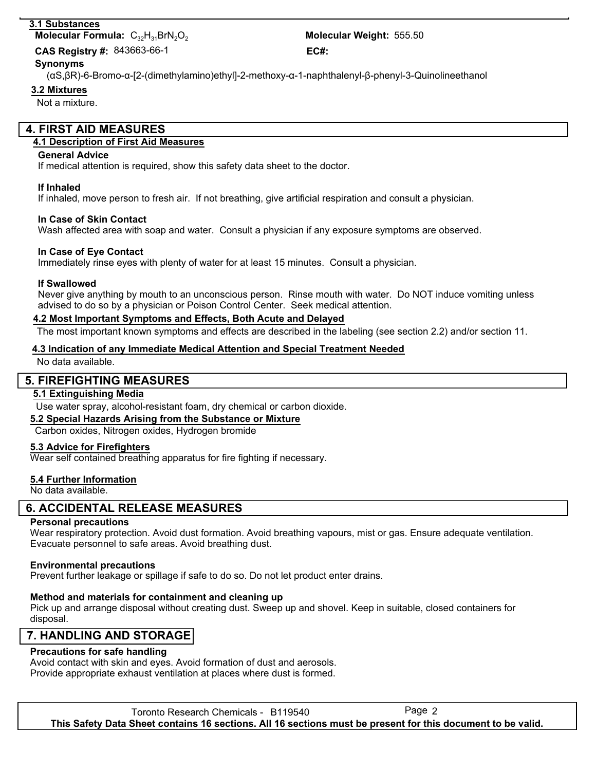### 3.1 Substances

**Molecular Formula:** $C_{32}H_{31}BrN_2O_2$

**Molecular Weight:** 555.50

**CAS Registry #:** 843663-66-1

**EC#:**

**Synonyms**

(αS,βR)-6-Bromo-α-[2-(dimethylamino)ethyl]-2-methoxy-α-1-naphthalenyl-β-phenyl-3-Quinolineethanol

### 3.2 Mixtures

Not a mixture.

## 4. FIRST AID MEASURES

### 4.1 Description of First Aid Measures

**General Advice**

If medical attention is required, show this safety data sheet to the doctor.

**If Inhaled**

If inhaled, move person to fresh air. If not breathing, give artificial respiration and consult a physician.

**In Case of Skin Contact**

Wash affected area with soap and water. Consult a physician if any exposure symptoms are observed.

**In Case of Eye Contact**

Immediately rinse eyes with plenty of water for at least 15 minutes. Consult a physician.

**If Swallowed**

Never give anything by mouth to an unconscious person. Rinse mouth with water. Do NOT induce vomiting unless advised to do so by a physician or Poison Control Center. Seek medical attention.

### 4.2 Most Important Symptoms and Effects, Both Acute and Delayed

The most important known symptoms and effects are described in the labeling (see section 2.2) and/or section 11.

### 4.3 Indication of any Immediate Medical Attention and Special Treatment Needed

No data available.

## 5. FIREFIGHTING MEASURES

### 5.1 Extinguishing Media

Use water spray, alcohol-resistant foam, dry chemical or carbon dioxide.

### 5.2 Special Hazards Arising from the Substance or Mixture

Carbon oxides, Nitrogen oxides, Hydrogen bromide

### 5.3 Advice for Firefighters

Wear self contained breathing apparatus for fire fighting if necessary.

### 5.4 Further Information

No data available.

## 6. ACCIDENTAL RELEASE MEASURES

**Personal precautions**

Wear respiratory protection. Avoid dust formation. Avoid breathing vapours, mist or gas. Ensure adequate ventilation. Evacuate personnel to safe areas. Avoid breathing dust.

**Environmental precautions**

Prevent further leakage or spillage if safe to do so. Do not let product enter drains.

**Method and materials for containment and cleaning up**

Pick up and arrange disposal without creating dust. Sweep up and shovel. Keep in suitable, closed containers for disposal.

## 7. HANDLING AND STORAGE

**Precautions for safe handling**

Avoid contact with skin and eyes. Avoid formation of dust and aerosols.
Provide appropriate exhaust ventilation at places where dust is formed.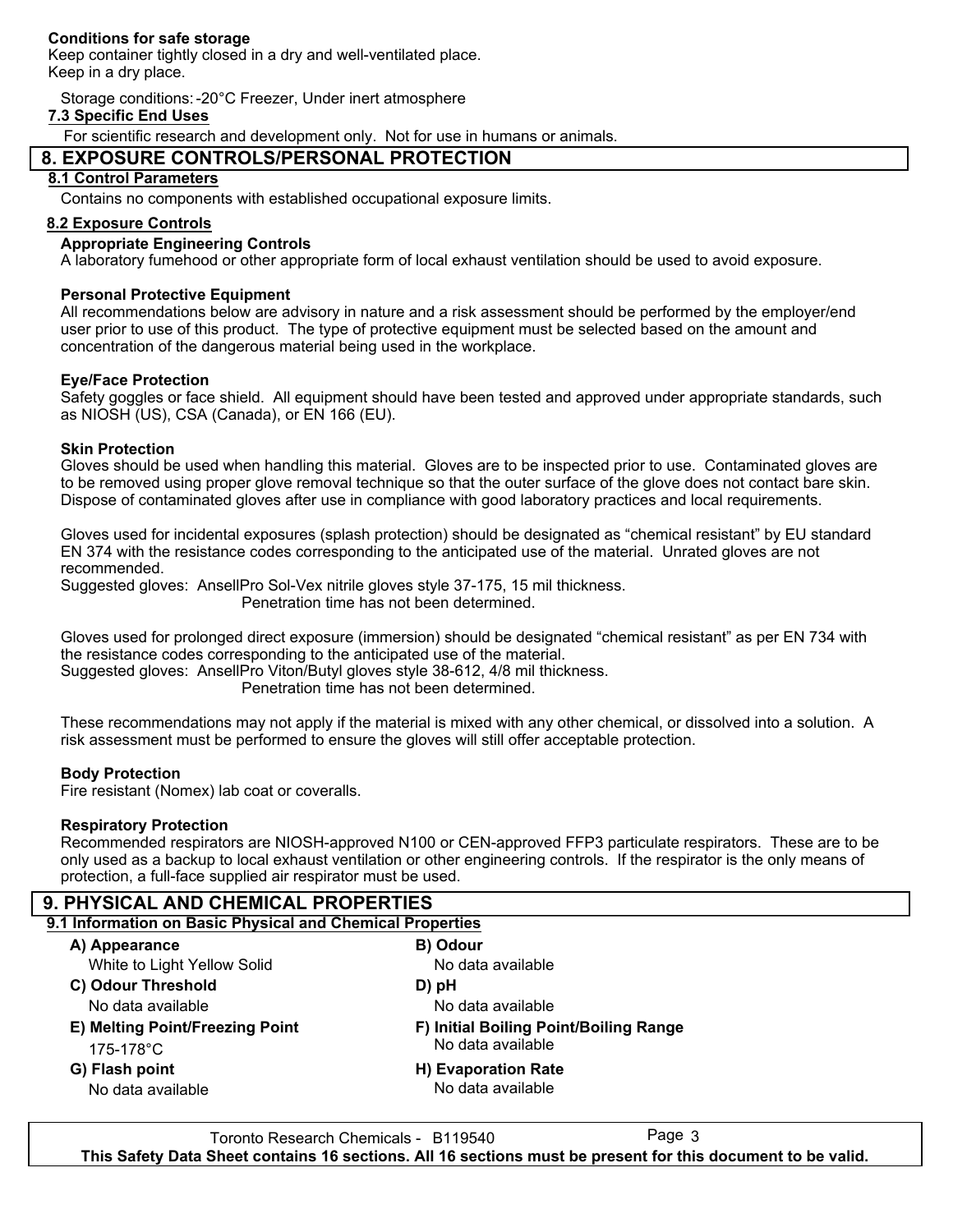**Conditions for safe storage**

Keep container tightly closed in a dry and well-ventilated place.
Keep in a dry place.

Storage conditions: -20°C Freezer, Under inert atmosphere

### 7.3 Specific End Uses

For scientific research and development only. Not for use in humans or animals.

## 8. EXPOSURE CONTROLS/PERSONAL PROTECTION

### 8.1 Control Parameters

Contains no components with established occupational exposure limits.

### 8.2 Exposure Controls

**Appropriate Engineering Controls**

A laboratory fumehood or other appropriate form of local exhaust ventilation should be used to avoid exposure.

**Personal Protective Equipment**

All recommendations below are advisory in nature and a risk assessment should be performed by the employer/end user prior to use of this product. The type of protective equipment must be selected based on the amount and concentration of the dangerous material being used in the workplace.

**Eye/Face Protection**

Safety goggles or face shield. All equipment should have been tested and approved under appropriate standards, such as NIOSH (US), CSA (Canada), or EN 166 (EU).

**Skin Protection**

Gloves should be used when handling this material. Gloves are to be inspected prior to use. Contaminated gloves are to be removed using proper glove removal technique so that the outer surface of the glove does not contact bare skin. Dispose of contaminated gloves after use in compliance with good laboratory practices and local requirements.

Gloves used for incidental exposures (splash protection) should be designated as "chemical resistant" by EU standard EN 374 with the resistance codes corresponding to the anticipated use of the material. Unrated gloves are not recommended.
Suggested gloves: AnsellPro Sol-Vex nitrile gloves style 37-175, 15 mil thickness.
Penetration time has not been determined.

Gloves used for prolonged direct exposure (immersion) should be designated "chemical resistant" as per EN 734 with the resistance codes corresponding to the anticipated use of the material.
Suggested gloves: AnsellPro Viton/Butyl gloves style 38-612, 4/8 mil thickness.
Penetration time has not been determined.

These recommendations may not apply if the material is mixed with any other chemical, or dissolved into a solution. A risk assessment must be performed to ensure the gloves will still offer acceptable protection.

**Body Protection**

Fire resistant (Nomex) lab coat or coveralls.

**Respiratory Protection**

Recommended respirators are NIOSH-approved N100 or CEN-approved FFP3 particulate respirators. These are to be only used as a backup to local exhaust ventilation or other engineering controls. If the respirator is the only means of protection, a full-face supplied air respirator must be used.

## 9. PHYSICAL AND CHEMICAL PROPERTIES

### 9.1 Information on Basic Physical and Chemical Properties

**A) Appearance**
White to Light Yellow Solid

**B) Odour**
No data available

**C) Odour Threshold**
No data available

**D) pH**
No data available

**E) Melting Point/Freezing Point**
175-178°C

**F) Initial Boiling Point/Boiling Range**
No data available

**G) Flash point**
No data available

**H) Evaporation Rate**
No data available

Toronto Research Chemicals - B119540

**This Safety Data Sheet contains 16 sections. All 16 sections must be present for this document to be valid.**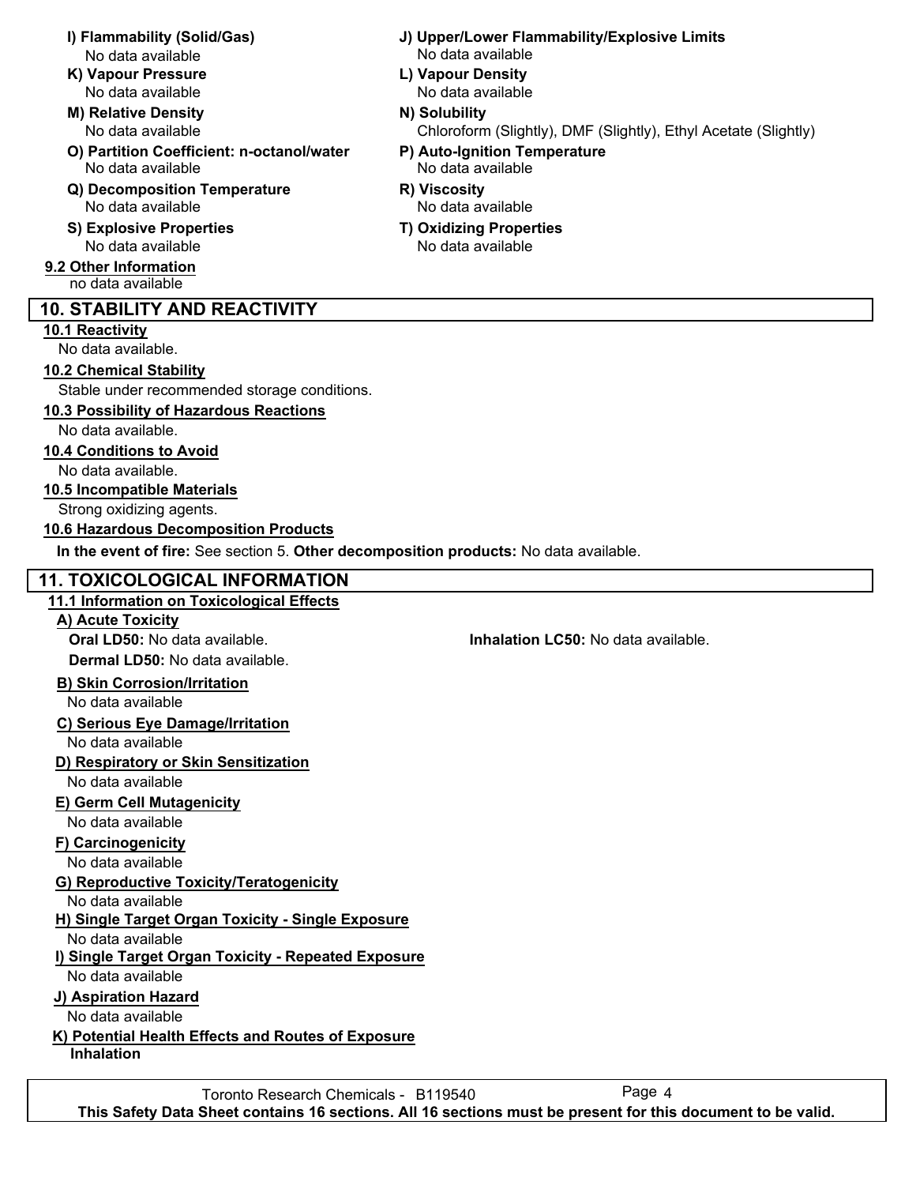**I) Flammability (Solid/Gas)**
No data available

**J) Upper/Lower Flammability/Explosive Limits**
No data available

**K) Vapour Pressure**
No data available

**L) Vapour Density**
No data available

**M) Relative Density**
No data available

**N) Solubility**
Chloroform (Slightly), DMF (Slightly), Ethyl Acetate (Slightly)

**O) Partition Coefficient: n-octanol/water**
No data available

**P) Auto-Ignition Temperature**
No data available

**Q) Decomposition Temperature**
No data available

**R) Viscosity**
No data available

**S) Explosive Properties**
No data available

**T) Oxidizing Properties**
No data available

### 9.2 Other Information

no data available

## 10. STABILITY AND REACTIVITY

### 10.1 Reactivity

No data available.

### 10.2 Chemical Stability

Stable under recommended storage conditions.

### 10.3 Possibility of Hazardous Reactions

No data available.

### 10.4 Conditions to Avoid

No data available.

### 10.5 Incompatible Materials

Strong oxidizing agents.

### 10.6 Hazardous Decomposition Products

**In the event of fire:** See section 5. **Other decomposition products:** No data available.

## 11. TOXICOLOGICAL INFORMATION

### 11.1 Information on Toxicological Effects

**A) Acute Toxicity**

**Oral LD50:** No data available.

**Inhalation LC50:** No data available.

**Dermal LD50:** No data available.

**B) Skin Corrosion/Irritation**

No data available

**C) Serious Eye Damage/Irritation**

No data available

**D) Respiratory or Skin Sensitization**

No data available

**E) Germ Cell Mutagenicity**

No data available

**F) Carcinogenicity**

No data available

**G) Reproductive Toxicity/Teratogenicity**

No data available

**H) Single Target Organ Toxicity - Single Exposure**

No data available

**I) Single Target Organ Toxicity - Repeated Exposure**

No data available

**J) Aspiration Hazard**

No data available

**K) Potential Health Effects and Routes of Exposure**

**Inhalation**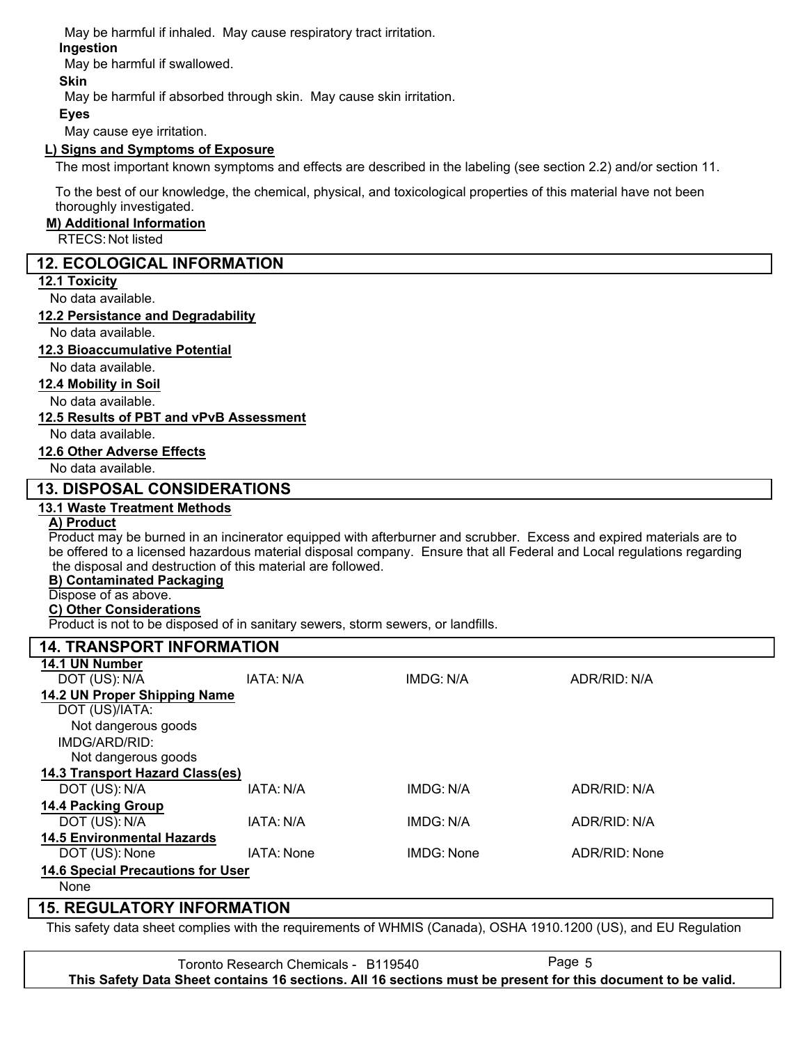May be harmful if inhaled. May cause respiratory tract irritation.

**Ingestion**

May be harmful if swallowed.

**Skin**

May be harmful if absorbed through skin. May cause skin irritation.

**Eyes**

May cause eye irritation.

**L) Signs and Symptoms of Exposure**

The most important known symptoms and effects are described in the labeling (see section 2.2) and/or section 11.

To the best of our knowledge, the chemical, physical, and toxicological properties of this material have not been thoroughly investigated.

**M) Additional Information**

RTECS: Not listed

## 12. ECOLOGICAL INFORMATION

**12.1 Toxicity**

No data available.

**12.2 Persistance and Degradability**

No data available.

**12.3 Bioaccumulative Potential**

No data available.

**12.4 Mobility in Soil**

No data available.

**12.5 Results of PBT and vPvB Assessment**

No data available.

**12.6 Other Adverse Effects**

No data available.

## 13. DISPOSAL CONSIDERATIONS

**13.1 Waste Treatment Methods**

**A) Product**

Product may be burned in an incinerator equipped with afterburner and scrubber. Excess and expired materials are to be offered to a licensed hazardous material disposal company. Ensure that all Federal and Local regulations regarding the disposal and destruction of this material are followed.

**B) Contaminated Packaging**

Dispose of as above.

**C) Other Considerations**

Product is not to be disposed of in sanitary sewers, storm sewers, or landfills.

## 14. TRANSPORT INFORMATION

**14.1 UN Number**

| DOT (US): N/A | IATA: N/A | IMDG: N/A | ADR/RID: N/A |
|---|---|---|---|

**14.2 UN Proper Shipping Name**

DOT (US)/IATA:

Not dangerous goods

IMDG/ARD/RID:

Not dangerous goods

**14.3 Transport Hazard Class(es)**

| DOT (US): N/A | IATA: N/A | IMDG: N/A | ADR/RID: N/A |
|---|---|---|---|

**14.4 Packing Group**

| DOT (US): N/A | IATA: N/A | IMDG: N/A | ADR/RID: N/A |
|---|---|---|---|

**14.5 Environmental Hazards**

| DOT (US): None | IATA: None | IMDG: None | ADR/RID: None |
|---|---|---|---|

**14.6 Special Precautions for User**

None

## 15. REGULATORY INFORMATION

This safety data sheet complies with the requirements of WHMIS (Canada), OSHA 1910.1200 (US), and EU Regulation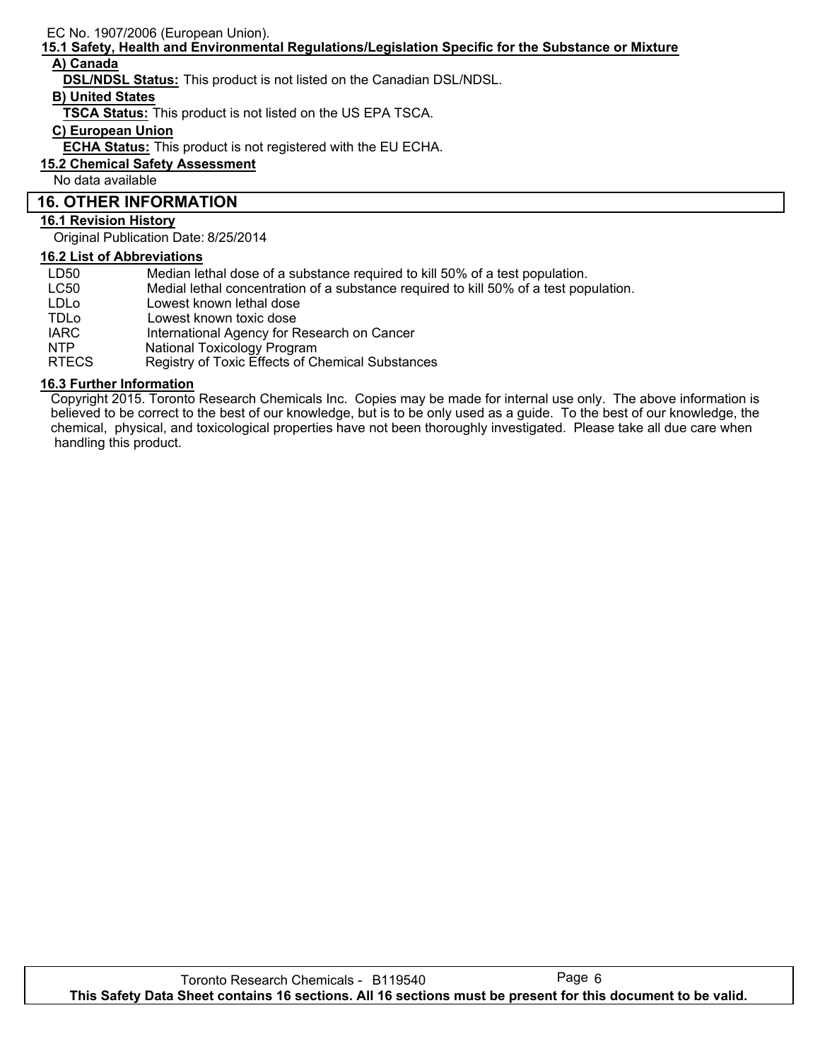EC No. 1907/2006 (European Union).

**15.1 Safety, Health and Environmental Regulations/Legislation Specific for the Substance or Mixture**

**A) Canada**

**DSL/NDSL Status:** This product is not listed on the Canadian DSL/NDSL.

**B) United States**

**TSCA Status:** This product is not listed on the US EPA TSCA.

**C) European Union**

**ECHA Status:** This product is not registered with the EU ECHA.

**15.2 Chemical Safety Assessment**

No data available

## 16. OTHER INFORMATION

**16.1 Revision History**

Original Publication Date: 8/25/2014

**16.2 List of Abbreviations**

| | |
|---|---|
| LD50 | Median lethal dose of a substance required to kill 50% of a test population. |
| LC50 | Medial lethal concentration of a substance required to kill 50% of a test population. |
| LDLo | Lowest known lethal dose |
| TDLo | Lowest known toxic dose |
| IARC | International Agency for Research on Cancer |
| NTP | National Toxicology Program |
| RTECS | Registry of Toxic Effects of Chemical Substances |

**16.3 Further Information**

Copyright 2015. Toronto Research Chemicals Inc. Copies may be made for internal use only. The above information is believed to be correct to the best of our knowledge, but is to be only used as a guide. To the best of our knowledge, the chemical, physical, and toxicological properties have not been thoroughly investigated. Please take all due care when handling this product.

Toronto Research Chemicals - B119540

**This Safety Data Sheet contains 16 sections. All 16 sections must be present for this document to be valid.**